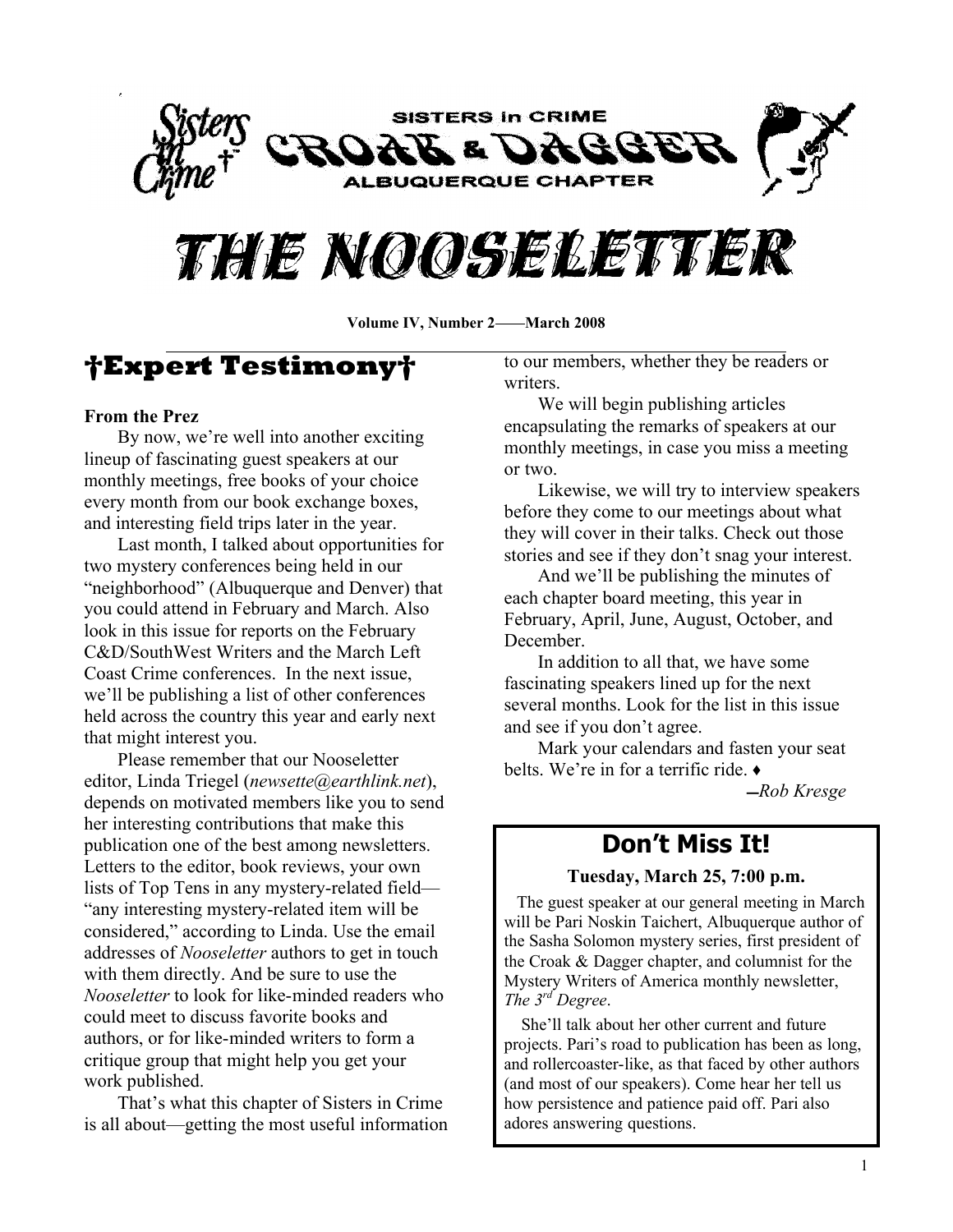SISTERS in CRIME

CROAK & DAGGER

ALBUQUERQUE CHAPTER

# THE NOOSELETTER

**Volume IV, Number 2——March 2008**

## †Expert Testimony†

**From the Prez**

By now, we're well into another exciting lineup of fascinating guest speakers at our monthly meetings, free books of your choice every month from our book exchange boxes, and interesting field trips later in the year.

Last month, I talked about opportunities for two mystery conferences being held in our "neighborhood" (Albuquerque and Denver) that you could attend in February and March. Also look in this issue for reports on the February C&D/SouthWest Writers and the March Left Coast Crime conferences. In the next issue, we'll be publishing a list of other conferences held across the country this year and early next that might interest you.

Please remember that our Nooseletter editor, Linda Triegel (*newsette@earthlink.net*), depends on motivated members like you to send her interesting contributions that make this publication one of the best among newsletters. Letters to the editor, book reviews, your own lists of Top Tens in any mystery-related field—"any interesting mystery-related item will be considered," according to Linda. Use the email addresses of *Nooseletter* authors to get in touch with them directly. And be sure to use the *Nooseletter* to look for like-minded readers who could meet to discuss favorite books and authors, or for like-minded writers to form a critique group that might help you get your work published.

That's what this chapter of Sisters in Crime is all about—getting the most useful information to our members, whether they be readers or writers.

We will begin publishing articles encapsulating the remarks of speakers at our monthly meetings, in case you miss a meeting or two.

Likewise, we will try to interview speakers before they come to our meetings about what they will cover in their talks. Check out those stories and see if they don't snag your interest.

And we'll be publishing the minutes of each chapter board meeting, this year in February, April, June, August, October, and December.

In addition to all that, we have some fascinating speakers lined up for the next several months. Look for the list in this issue and see if you don't agree.

Mark your calendars and fasten your seat belts. We're in for a terrific ride. ♦

*—Rob Kresge*

## Don't Miss It!

**Tuesday, March 25, 7:00 p.m.**

The guest speaker at our general meeting in March will be Pari Noskin Taichert, Albuquerque author of the Sasha Solomon mystery series, first president of the Croak & Dagger chapter, and columnist for the Mystery Writers of America monthly newsletter, *The 3rd Degree*.

She'll talk about her other current and future projects. Pari's road to publication has been as long, and rollercoaster-like, as that faced by other authors (and most of our speakers). Come hear her tell us how persistence and patience paid off. Pari also adores answering questions.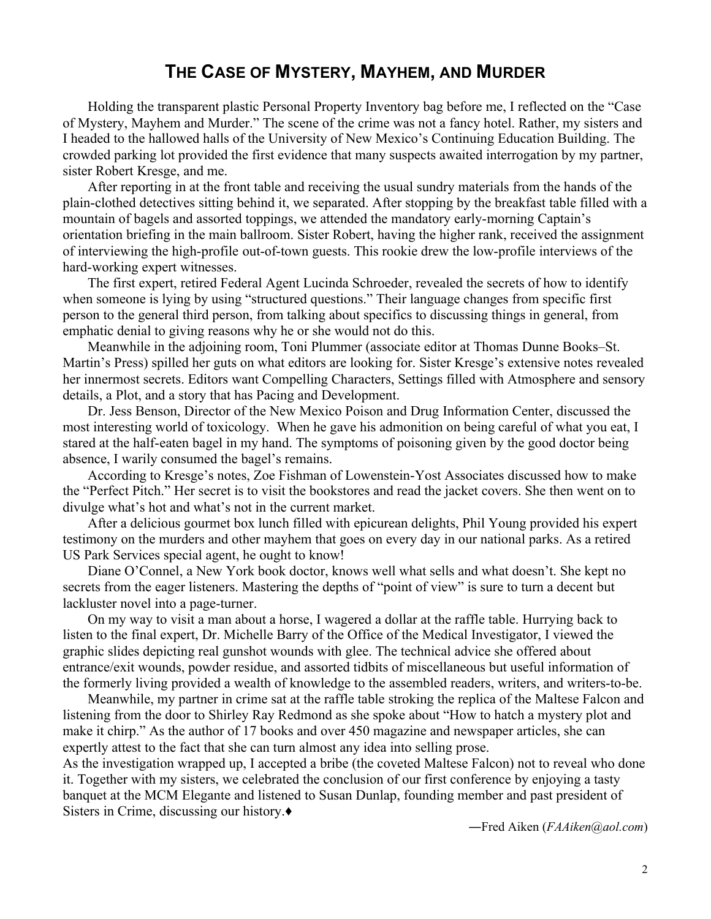## The Case of Mystery, Mayhem, and Murder

Holding the transparent plastic Personal Property Inventory bag before me, I reflected on the "Case of Mystery, Mayhem and Murder." The scene of the crime was not a fancy hotel. Rather, my sisters and I headed to the hallowed halls of the University of New Mexico's Continuing Education Building. The crowded parking lot provided the first evidence that many suspects awaited interrogation by my partner, sister Robert Kresge, and me.

After reporting in at the front table and receiving the usual sundry materials from the hands of the plain-clothed detectives sitting behind it, we separated. After stopping by the breakfast table filled with a mountain of bagels and assorted toppings, we attended the mandatory early-morning Captain's orientation briefing in the main ballroom. Sister Robert, having the higher rank, received the assignment of interviewing the high-profile out-of-town guests. This rookie drew the low-profile interviews of the hard-working expert witnesses.

The first expert, retired Federal Agent Lucinda Schroeder, revealed the secrets of how to identify when someone is lying by using "structured questions." Their language changes from specific first person to the general third person, from talking about specifics to discussing things in general, from emphatic denial to giving reasons why he or she would not do this.

Meanwhile in the adjoining room, Toni Plummer (associate editor at Thomas Dunne Books–St. Martin's Press) spilled her guts on what editors are looking for. Sister Kresge's extensive notes revealed her innermost secrets. Editors want Compelling Characters, Settings filled with Atmosphere and sensory details, a Plot, and a story that has Pacing and Development.

Dr. Jess Benson, Director of the New Mexico Poison and Drug Information Center, discussed the most interesting world of toxicology. When he gave his admonition on being careful of what you eat, I stared at the half-eaten bagel in my hand. The symptoms of poisoning given by the good doctor being absence, I warily consumed the bagel's remains.

According to Kresge's notes, Zoe Fishman of Lowenstein-Yost Associates discussed how to make the "Perfect Pitch." Her secret is to visit the bookstores and read the jacket covers. She then went on to divulge what's hot and what's not in the current market.

After a delicious gourmet box lunch filled with epicurean delights, Phil Young provided his expert testimony on the murders and other mayhem that goes on every day in our national parks. As a retired US Park Services special agent, he ought to know!

Diane O'Connel, a New York book doctor, knows well what sells and what doesn't. She kept no secrets from the eager listeners. Mastering the depths of "point of view" is sure to turn a decent but lackluster novel into a page-turner.

On my way to visit a man about a horse, I wagered a dollar at the raffle table. Hurrying back to listen to the final expert, Dr. Michelle Barry of the Office of the Medical Investigator, I viewed the graphic slides depicting real gunshot wounds with glee. The technical advice she offered about entrance/exit wounds, powder residue, and assorted tidbits of miscellaneous but useful information of the formerly living provided a wealth of knowledge to the assembled readers, writers, and writers-to-be.

Meanwhile, my partner in crime sat at the raffle table stroking the replica of the Maltese Falcon and listening from the door to Shirley Ray Redmond as she spoke about "How to hatch a mystery plot and make it chirp." As the author of 17 books and over 450 magazine and newspaper articles, she can expertly attest to the fact that she can turn almost any idea into selling prose.

As the investigation wrapped up, I accepted a bribe (the coveted Maltese Falcon) not to reveal who done it. Together with my sisters, we celebrated the conclusion of our first conference by enjoying a tasty banquet at the MCM Elegante and listened to Susan Dunlap, founding member and past president of Sisters in Crime, discussing our history.♦

―Fred Aiken (*FAAiken@aol.com*)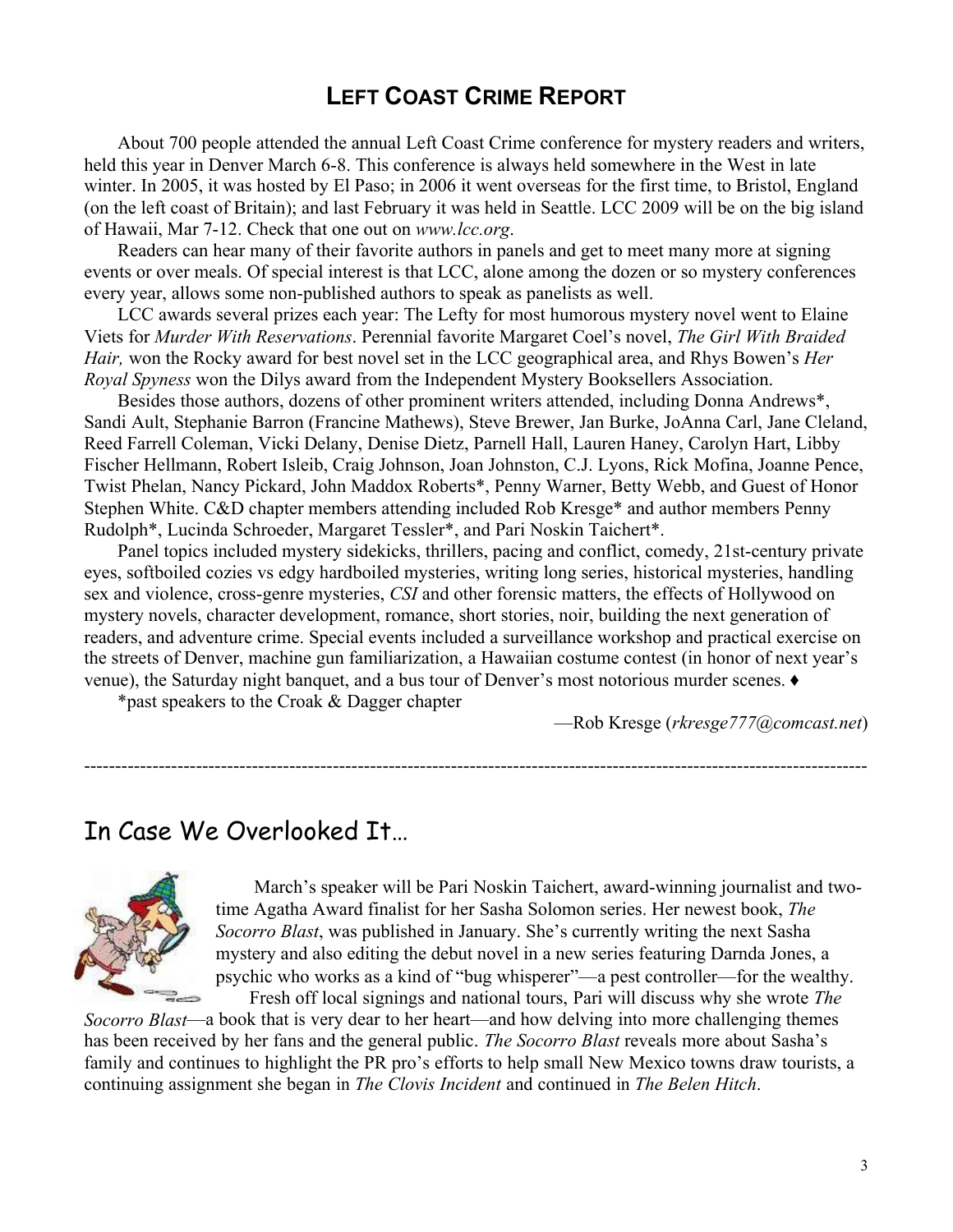## LEFT COAST CRIME REPORT

About 700 people attended the annual Left Coast Crime conference for mystery readers and writers, held this year in Denver March 6-8. This conference is always held somewhere in the West in late winter. In 2005, it was hosted by El Paso; in 2006 it went overseas for the first time, to Bristol, England (on the left coast of Britain); and last February it was held in Seattle. LCC 2009 will be on the big island of Hawaii, Mar 7-12. Check that one out on *www.lcc.org*.

Readers can hear many of their favorite authors in panels and get to meet many more at signing events or over meals. Of special interest is that LCC, alone among the dozen or so mystery conferences every year, allows some non-published authors to speak as panelists as well.

LCC awards several prizes each year: The Lefty for most humorous mystery novel went to Elaine Viets for *Murder With Reservations*. Perennial favorite Margaret Coel's novel, *The Girl With Braided Hair,* won the Rocky award for best novel set in the LCC geographical area, and Rhys Bowen's *Her Royal Spyness* won the Dilys award from the Independent Mystery Booksellers Association.

Besides those authors, dozens of other prominent writers attended, including Donna Andrews*, Sandi Ault, Stephanie Barron (Francine Mathews), Steve Brewer, Jan Burke, JoAnna Carl, Jane Cleland, Reed Farrell Coleman, Vicki Delany, Denise Dietz, Parnell Hall, Lauren Haney, Carolyn Hart, Libby Fischer Hellmann, Robert Isleib, Craig Johnson, Joan Johnston, C.J. Lyons, Rick Mofina, Joanne Pence, Twist Phelan, Nancy Pickard, John Maddox Roberts*, Penny Warner, Betty Webb, and Guest of Honor Stephen White. C&D chapter members attending included Rob Kresge* and author members Penny Rudolph*, Lucinda Schroeder, Margaret Tessler*, and Pari Noskin Taichert*.

Panel topics included mystery sidekicks, thrillers, pacing and conflict, comedy, 21st-century private eyes, softboiled cozies vs edgy hardboiled mysteries, writing long series, historical mysteries, handling sex and violence, cross-genre mysteries, *CSI* and other forensic matters, the effects of Hollywood on mystery novels, character development, romance, short stories, noir, building the next generation of readers, and adventure crime. Special events included a surveillance workshop and practical exercise on the streets of Denver, machine gun familiarization, a Hawaiian costume contest (in honor of next year's venue), the Saturday night banquet, and a bus tour of Denver's most notorious murder scenes. ♦

*past speakers to the Croak & Dagger chapter

—Rob Kresge (*rkresge777@comcast.net*)

---

## In Case We Overlooked It…

March's speaker will be Pari Noskin Taichert, award-winning journalist and two-time Agatha Award finalist for her Sasha Solomon series. Her newest book, *The Socorro Blast*, was published in January. She's currently writing the next Sasha mystery and also editing the debut novel in a new series featuring Darnda Jones, a psychic who works as a kind of "bug whisperer"—a pest controller—for the wealthy.

Fresh off local signings and national tours, Pari will discuss why she wrote *The Socorro Blast*—a book that is very dear to her heart—and how delving into more challenging themes has been received by her fans and the general public. *The Socorro Blast* reveals more about Sasha's family and continues to highlight the PR pro's efforts to help small New Mexico towns draw tourists, a continuing assignment she began in *The Clovis Incident* and continued in *The Belen Hitch*.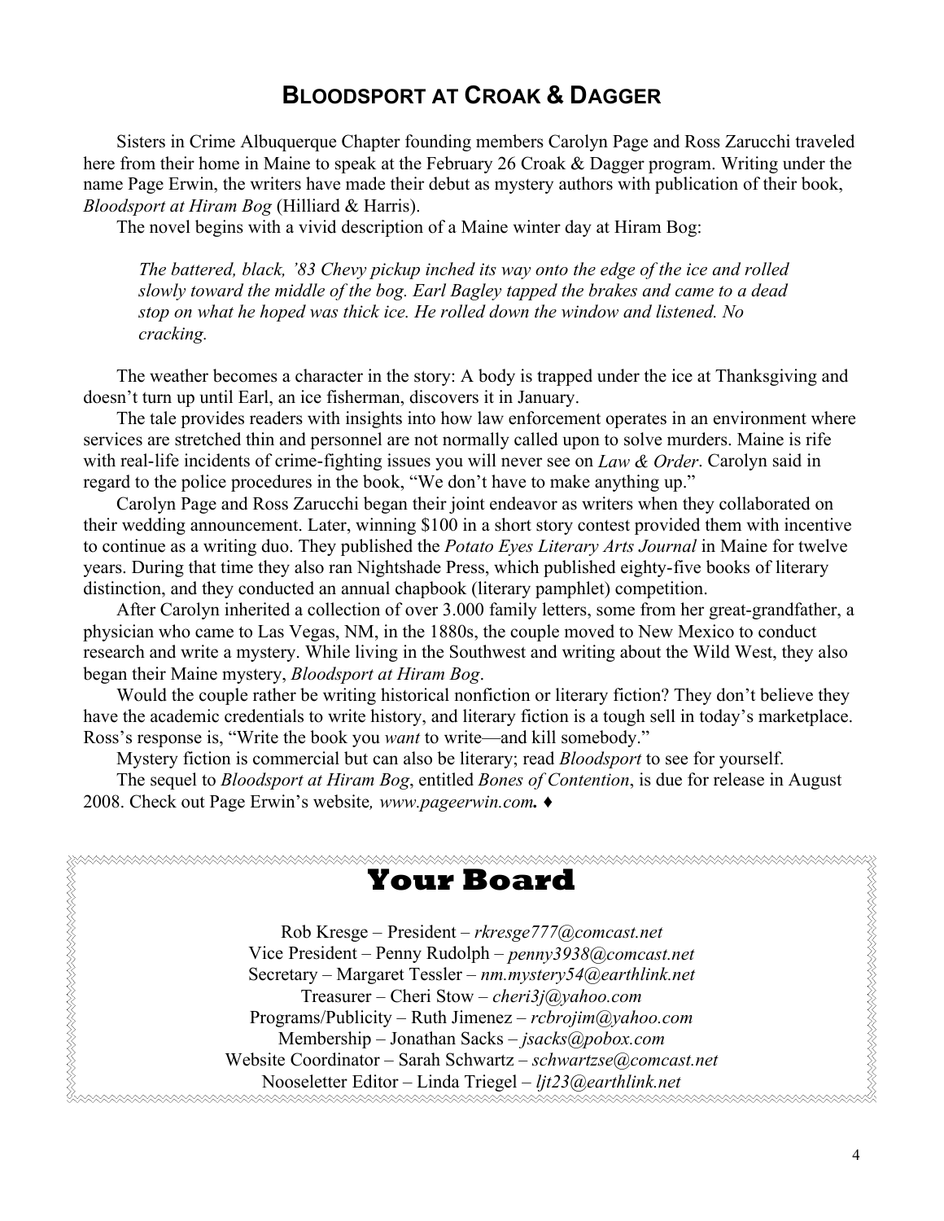## Bloodsport at Croak & Dagger

Sisters in Crime Albuquerque Chapter founding members Carolyn Page and Ross Zarucchi traveled here from their home in Maine to speak at the February 26 Croak & Dagger program. Writing under the name Page Erwin, the writers have made their debut as mystery authors with publication of their book, *Bloodsport at Hiram Bog* (Hilliard & Harris).

The novel begins with a vivid description of a Maine winter day at Hiram Bog:

> *The battered, black, '83 Chevy pickup inched its way onto the edge of the ice and rolled slowly toward the middle of the bog. Earl Bagley tapped the brakes and came to a dead stop on what he hoped was thick ice. He rolled down the window and listened. No cracking.*

The weather becomes a character in the story: A body is trapped under the ice at Thanksgiving and doesn't turn up until Earl, an ice fisherman, discovers it in January.

The tale provides readers with insights into how law enforcement operates in an environment where services are stretched thin and personnel are not normally called upon to solve murders. Maine is rife with real-life incidents of crime-fighting issues you will never see on *Law & Order*. Carolyn said in regard to the police procedures in the book, "We don't have to make anything up."

Carolyn Page and Ross Zarucchi began their joint endeavor as writers when they collaborated on their wedding announcement. Later, winning $100 in a short story contest provided them with incentive to continue as a writing duo. They published the *Potato Eyes Literary Arts Journal* in Maine for twelve years. During that time they also ran Nightshade Press, which published eighty-five books of literary distinction, and they conducted an annual chapbook (literary pamphlet) competition.

After Carolyn inherited a collection of over 3.000 family letters, some from her great-grandfather, a physician who came to Las Vegas, NM, in the 1880s, the couple moved to New Mexico to conduct research and write a mystery. While living in the Southwest and writing about the Wild West, they also began their Maine mystery, *Bloodsport at Hiram Bog*.

Would the couple rather be writing historical nonfiction or literary fiction? They don't believe they have the academic credentials to write history, and literary fiction is a tough sell in today's marketplace. Ross's response is, "Write the book you *want* to write—and kill somebody."

Mystery fiction is commercial but can also be literary; read *Bloodsport* to see for yourself.

The sequel to *Bloodsport at Hiram Bog*, entitled *Bones of Contention*, is due for release in August 2008. Check out Page Erwin's website*, **www.pageerwin.com.*** ♦

## Your Board

Rob Kresge – President – *rkresge777@comcast.net*
Vice President – Penny Rudolph – *penny3938@comcast.net*
Secretary – Margaret Tessler – *nm.mystery54@earthlink.net*
Treasurer – Cheri Stow – *cheri3j@yahoo.com*
Programs/Publicity – Ruth Jimenez – *rcbrojim@yahoo.com*
Membership – Jonathan Sacks – *jsacks@pobox.com*
Website Coordinator – Sarah Schwartz – *schwartzse@comcast.net*
Nooseletter Editor – Linda Triegel – *ljt23@earthlink.net*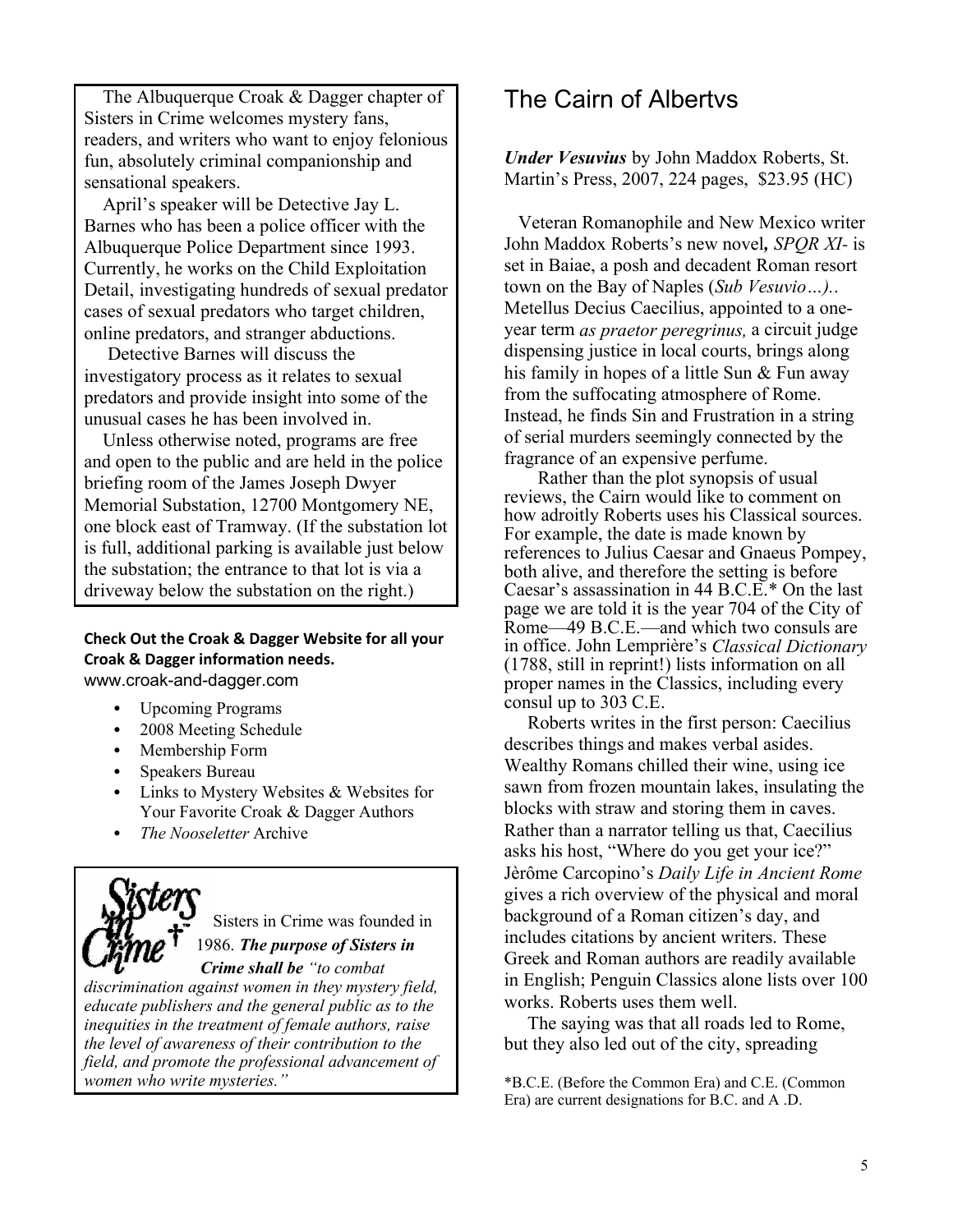The Albuquerque Croak & Dagger chapter of Sisters in Crime welcomes mystery fans, readers, and writers who want to enjoy felonious fun, absolutely criminal companionship and sensational speakers.

April's speaker will be Detective Jay L. Barnes who has been a police officer with the Albuquerque Police Department since 1993. Currently, he works on the Child Exploitation Detail, investigating hundreds of sexual predator cases of sexual predators who target children, online predators, and stranger abductions.

Detective Barnes will discuss the investigatory process as it relates to sexual predators and provide insight into some of the unusual cases he has been involved in.

Unless otherwise noted, programs are free and open to the public and are held in the police briefing room of the James Joseph Dwyer Memorial Substation, 12700 Montgomery NE, one block east of Tramway. (If the substation lot is full, additional parking is available just below the substation; the entrance to that lot is via a driveway below the substation on the right.)

**Check Out the Croak & Dagger Website for all your Croak & Dagger information needs.**
www.croak-and-dagger.com

- Upcoming Programs
- 2008 Meeting Schedule
- Membership Form
- Speakers Bureau
- Links to Mystery Websites & Websites for Your Favorite Croak & Dagger Authors
- *The Nooseletter* Archive

Sisters in Crime was founded in 1986. ***The purpose of Sisters in Crime shall be*** *"to combat discrimination against women in they mystery field, educate publishers and the general public as to the inequities in the treatment of female authors, raise the level of awareness of their contribution to the field, and promote the professional advancement of women who write mysteries."*

# The Cairn of Albertvs

***Under Vesuvius*** by John Maddox Roberts, St. Martin's Press, 2007, 224 pages, $23.95 (HC)

Veteran Romanophile and New Mexico writer John Maddox Roberts's new novel**,** *SPQR XI-* is set in Baiae, a posh and decadent Roman resort town on the Bay of Naples (*Sub Vesuvio…).*. Metellus Decius Caecilius, appointed to a one-year term *as praetor peregrinus,* a circuit judge dispensing justice in local courts, brings along his family in hopes of a little Sun & Fun away from the suffocating atmosphere of Rome. Instead, he finds Sin and Frustration in a string of serial murders seemingly connected by the fragrance of an expensive perfume.

Rather than the plot synopsis of usual reviews, the Cairn would like to comment on how adroitly Roberts uses his Classical sources. For example, the date is made known by references to Julius Caesar and Gnaeus Pompey, both alive, and therefore the setting is before Caesar's assassination in 44 B.C.E.* On the last page we are told it is the year 704 of the City of Rome—49 B.C.E.—and which two consuls are in office. John Lemprière's *Classical Dictionary* (1788, still in reprint!) lists information on all proper names in the Classics, including every consul up to 303 C.E.

Roberts writes in the first person: Caecilius describes things and makes verbal asides. Wealthy Romans chilled their wine, using ice sawn from frozen mountain lakes, insulating the blocks with straw and storing them in caves. Rather than a narrator telling us that, Caecilius asks his host, "Where do you get your ice?" Jèrôme Carcopino's *Daily Life in Ancient Rome* gives a rich overview of the physical and moral background of a Roman citizen's day, and includes citations by ancient writers. These Greek and Roman authors are readily available in English; Penguin Classics alone lists over 100 works. Roberts uses them well.

The saying was that all roads led to Rome, but they also led out of the city, spreading

*B.C.E. (Before the Common Era) and C.E. (Common Era) are current designations for B.C. and A .D.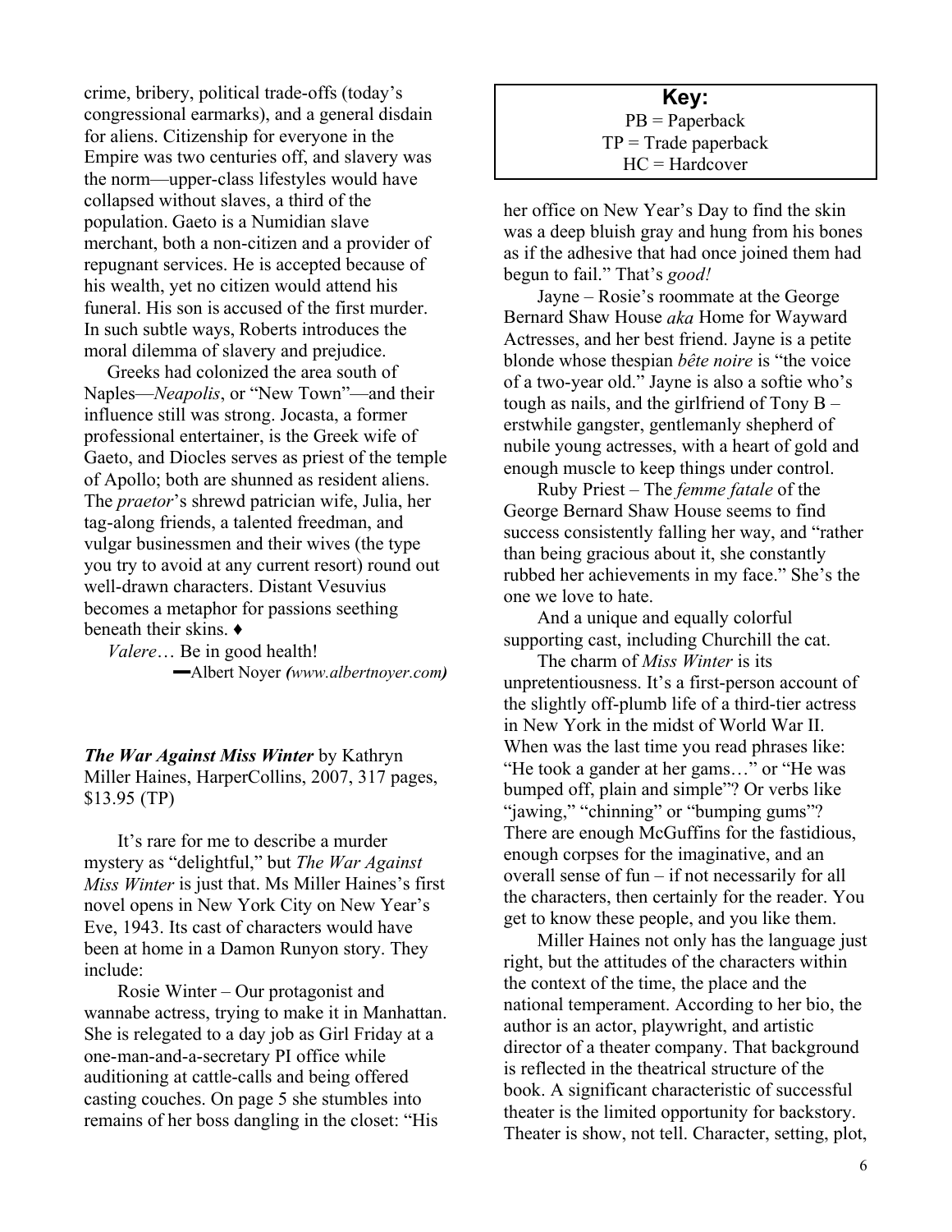crime, bribery, political trade-offs (today's congressional earmarks), and a general disdain for aliens. Citizenship for everyone in the Empire was two centuries off, and slavery was the norm—upper-class lifestyles would have collapsed without slaves, a third of the population. Gaeto is a Numidian slave merchant, both a non-citizen and a provider of repugnant services. He is accepted because of his wealth, yet no citizen would attend his funeral. His son is accused of the first murder. In such subtle ways, Roberts introduces the moral dilemma of slavery and prejudice.

Greeks had colonized the area south of Naples—*Neapolis*, or "New Town"—and their influence still was strong. Jocasta, a former professional entertainer, is the Greek wife of Gaeto, and Diocles serves as priest of the temple of Apollo; both are shunned as resident aliens. The *praetor*'s shrewd patrician wife, Julia, her tag-along friends, a talented freedman, and vulgar businessmen and their wives (the type you try to avoid at any current resort) round out well-drawn characters. Distant Vesuvius becomes a metaphor for passions seething beneath their skins. ♦

*Valere*… Be in good health!

—Albert Noyer *(www.albertnoyer.com)*

***The War Against Miss Winter*** by Kathryn Miller Haines, HarperCollins, 2007, 317 pages, $13.95 (TP)

It's rare for me to describe a murder mystery as "delightful," but *The War Against Miss Winter* is just that. Ms Miller Haines's first novel opens in New York City on New Year's Eve, 1943. Its cast of characters would have been at home in a Damon Runyon story. They include:

Rosie Winter – Our protagonist and wannabe actress, trying to make it in Manhattan. She is relegated to a day job as Girl Friday at a one-man-and-a-secretary PI office while auditioning at cattle-calls and being offered casting couches. On page 5 she stumbles into remains of her boss dangling in the closet: "His her office on New Year's Day to find the skin was a deep bluish gray and hung from his bones as if the adhesive that had once joined them had begun to fail." That's *good!*

**Key:**
PB = Paperback
TP = Trade paperback
HC = Hardcover

Jayne – Rosie's roommate at the George Bernard Shaw House *aka* Home for Wayward Actresses, and her best friend. Jayne is a petite blonde whose thespian *bête noire* is "the voice of a two-year old." Jayne is also a softie who's tough as nails, and the girlfriend of Tony B – erstwhile gangster, gentlemanly shepherd of nubile young actresses, with a heart of gold and enough muscle to keep things under control.

Ruby Priest – The *femme fatale* of the George Bernard Shaw House seems to find success consistently falling her way, and "rather than being gracious about it, she constantly rubbed her achievements in my face." She's the one we love to hate.

And a unique and equally colorful supporting cast, including Churchill the cat.

The charm of *Miss Winter* is its unpretentiousness. It's a first-person account of the slightly off-plumb life of a third-tier actress in New York in the midst of World War II. When was the last time you read phrases like: "He took a gander at her gams…" or "He was bumped off, plain and simple"? Or verbs like "jawing," "chinning" or "bumping gums"? There are enough McGuffins for the fastidious, enough corpses for the imaginative, and an overall sense of fun – if not necessarily for all the characters, then certainly for the reader. You get to know these people, and you like them.

Miller Haines not only has the language just right, but the attitudes of the characters within the context of the time, the place and the national temperament. According to her bio, the author is an actor, playwright, and artistic director of a theater company. That background is reflected in the theatrical structure of the book. A significant characteristic of successful theater is the limited opportunity for backstory. Theater is show, not tell. Character, setting, plot,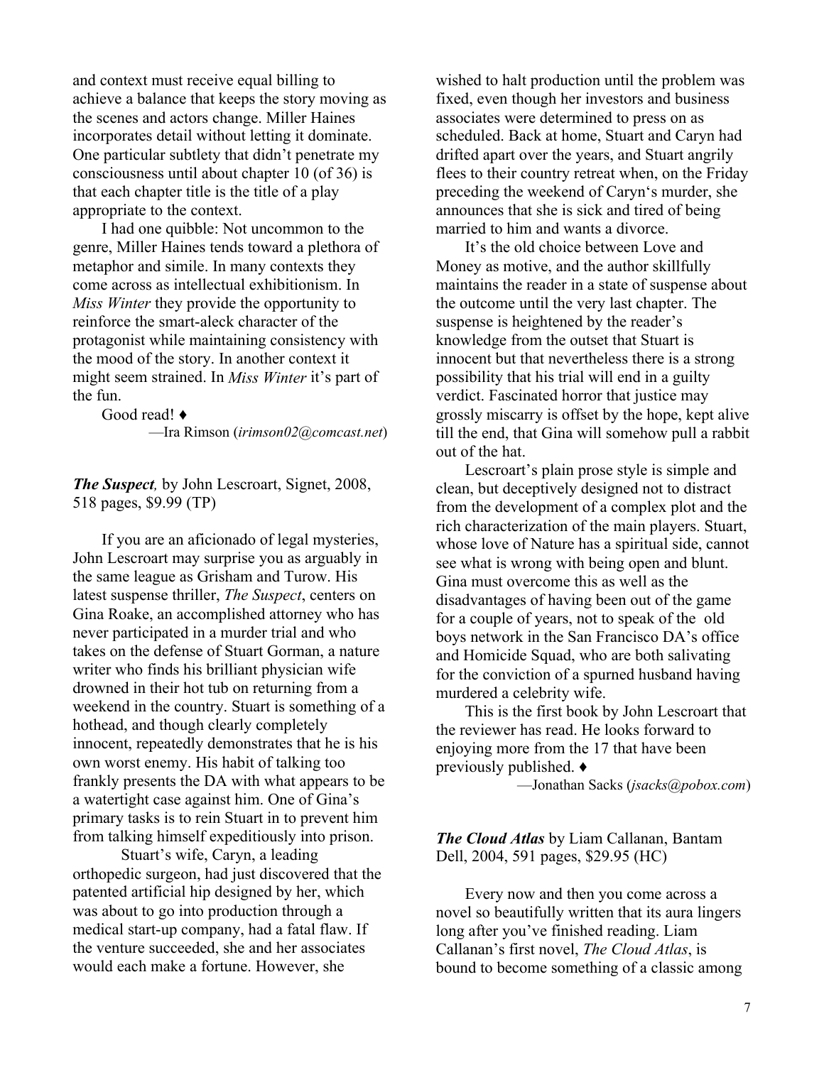and context must receive equal billing to achieve a balance that keeps the story moving as the scenes and actors change. Miller Haines incorporates detail without letting it dominate. One particular subtlety that didn't penetrate my consciousness until about chapter 10 (of 36) is that each chapter title is the title of a play appropriate to the context.

I had one quibble: Not uncommon to the genre, Miller Haines tends toward a plethora of metaphor and simile. In many contexts they come across as intellectual exhibitionism. In *Miss Winter* they provide the opportunity to reinforce the smart-aleck character of the protagonist while maintaining consistency with the mood of the story. In another context it might seem strained. In *Miss Winter* it's part of the fun.

Good read! ♦

—Ira Rimson (*irimson02@comcast.net*)

***The Suspect****,* by John Lescroart, Signet, 2008, 518 pages, $9.99 (TP)

If you are an aficionado of legal mysteries, John Lescroart may surprise you as arguably in the same league as Grisham and Turow. His latest suspense thriller, *The Suspect*, centers on Gina Roake, an accomplished attorney who has never participated in a murder trial and who takes on the defense of Stuart Gorman, a nature writer who finds his brilliant physician wife drowned in their hot tub on returning from a weekend in the country. Stuart is something of a hothead, and though clearly completely innocent, repeatedly demonstrates that he is his own worst enemy. His habit of talking too frankly presents the DA with what appears to be a watertight case against him. One of Gina's primary tasks is to rein Stuart in to prevent him from talking himself expeditiously into prison.

Stuart's wife, Caryn, a leading orthopedic surgeon, had just discovered that the patented artificial hip designed by her, which was about to go into production through a medical start-up company, had a fatal flaw. If the venture succeeded, she and her associates would each make a fortune. However, she wished to halt production until the problem was fixed, even though her investors and business associates were determined to press on as scheduled. Back at home, Stuart and Caryn had drifted apart over the years, and Stuart angrily flees to their country retreat when, on the Friday preceding the weekend of Caryn's murder, she announces that she is sick and tired of being married to him and wants a divorce.

It's the old choice between Love and Money as motive, and the author skillfully maintains the reader in a state of suspense about the outcome until the very last chapter. The suspense is heightened by the reader's knowledge from the outset that Stuart is innocent but that nevertheless there is a strong possibility that his trial will end in a guilty verdict. Fascinated horror that justice may grossly miscarry is offset by the hope, kept alive till the end, that Gina will somehow pull a rabbit out of the hat.

Lescroart's plain prose style is simple and clean, but deceptively designed not to distract from the development of a complex plot and the rich characterization of the main players. Stuart, whose love of Nature has a spiritual side, cannot see what is wrong with being open and blunt. Gina must overcome this as well as the disadvantages of having been out of the game for a couple of years, not to speak of the old boys network in the San Francisco DA's office and Homicide Squad, who are both salivating for the conviction of a spurned husband having murdered a celebrity wife.

This is the first book by John Lescroart that the reviewer has read. He looks forward to enjoying more from the 17 that have been previously published. ♦

—Jonathan Sacks (*jsacks@pobox.com*)

***The Cloud Atlas*** by Liam Callanan, Bantam Dell, 2004, 591 pages, $29.95 (HC)

Every now and then you come across a novel so beautifully written that its aura lingers long after you've finished reading. Liam Callanan's first novel, *The Cloud Atlas*, is bound to become something of a classic among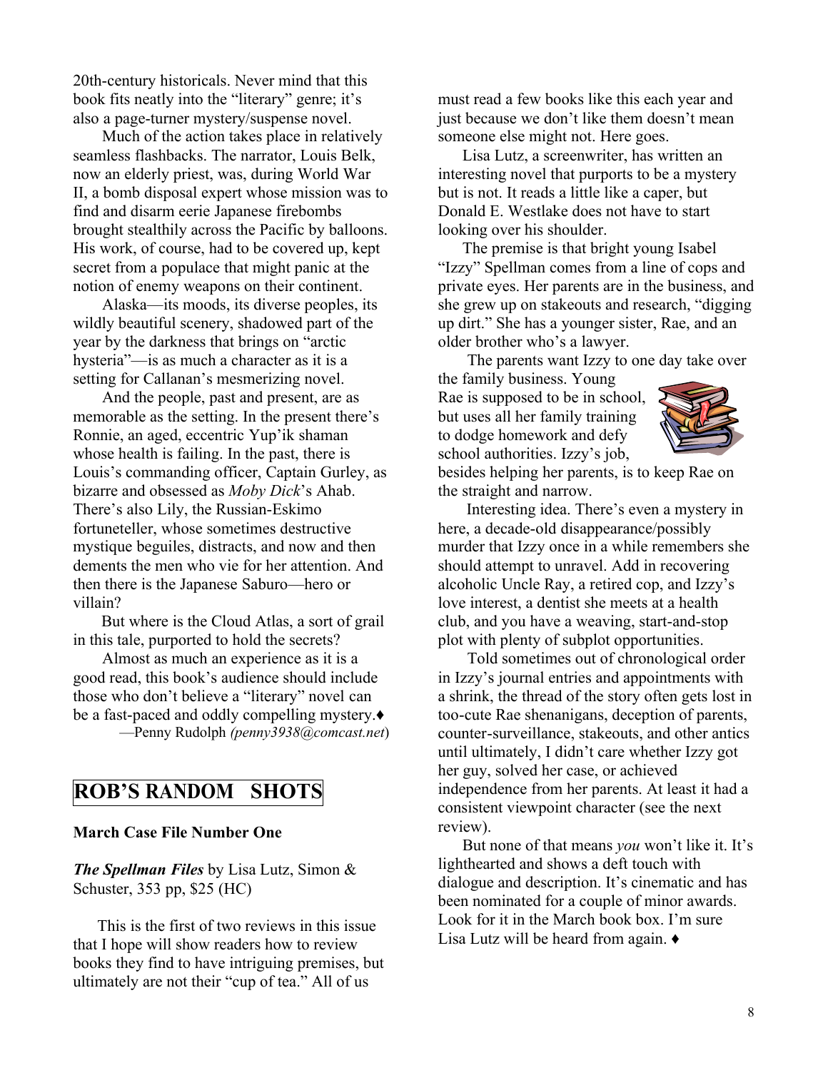20th-century historicals. Never mind that this book fits neatly into the "literary" genre; it's also a page-turner mystery/suspense novel.

Much of the action takes place in relatively seamless flashbacks. The narrator, Louis Belk, now an elderly priest, was, during World War II, a bomb disposal expert whose mission was to find and disarm eerie Japanese firebombs brought stealthily across the Pacific by balloons. His work, of course, had to be covered up, kept secret from a populace that might panic at the notion of enemy weapons on their continent.

Alaska—its moods, its diverse peoples, its wildly beautiful scenery, shadowed part of the year by the darkness that brings on "arctic hysteria"—is as much a character as it is a setting for Callanan's mesmerizing novel.

And the people, past and present, are as memorable as the setting. In the present there's Ronnie, an aged, eccentric Yup'ik shaman whose health is failing. In the past, there is Louis's commanding officer, Captain Gurley, as bizarre and obsessed as *Moby Dick*'s Ahab. There's also Lily, the Russian-Eskimo fortuneteller, whose sometimes destructive mystique beguiles, distracts, and now and then dements the men who vie for her attention. And then there is the Japanese Saburo—hero or villain?

But where is the Cloud Atlas, a sort of grail in this tale, purported to hold the secrets?

Almost as much an experience as it is a good read, this book's audience should include those who don't believe a "literary" novel can be a fast-paced and oddly compelling mystery.♦

—Penny Rudolph *(penny3938@comcast.net*)

## ROB'S RANDOM SHOTS

**March Case File Number One**

***The Spellman Files*** by Lisa Lutz, Simon & Schuster, 353 pp, $25 (HC)

This is the first of two reviews in this issue that I hope will show readers how to review books they find to have intriguing premises, but ultimately are not their "cup of tea." All of us must read a few books like this each year and just because we don't like them doesn't mean someone else might not. Here goes.

Lisa Lutz, a screenwriter, has written an interesting novel that purports to be a mystery but is not. It reads a little like a caper, but Donald E. Westlake does not have to start looking over his shoulder.

The premise is that bright young Isabel "Izzy" Spellman comes from a line of cops and private eyes. Her parents are in the business, and she grew up on stakeouts and research, "digging up dirt." She has a younger sister, Rae, and an older brother who's a lawyer.

The parents want Izzy to one day take over the family business. Young Rae is supposed to be in school, but uses all her family training to dodge homework and defy school authorities. Izzy's job, besides helping her parents, is to keep Rae on the straight and narrow.

Interesting idea. There's even a mystery in here, a decade-old disappearance/possibly murder that Izzy once in a while remembers she should attempt to unravel. Add in recovering alcoholic Uncle Ray, a retired cop, and Izzy's love interest, a dentist she meets at a health club, and you have a weaving, start-and-stop plot with plenty of subplot opportunities.

Told sometimes out of chronological order in Izzy's journal entries and appointments with a shrink, the thread of the story often gets lost in too-cute Rae shenanigans, deception of parents, counter-surveillance, stakeouts, and other antics until ultimately, I didn't care whether Izzy got her guy, solved her case, or achieved independence from her parents. At least it had a consistent viewpoint character (see the next review).

But none of that means *you* won't like it. It's lighthearted and shows a deft touch with dialogue and description. It's cinematic and has been nominated for a couple of minor awards. Look for it in the March book box. I'm sure Lisa Lutz will be heard from again. ♦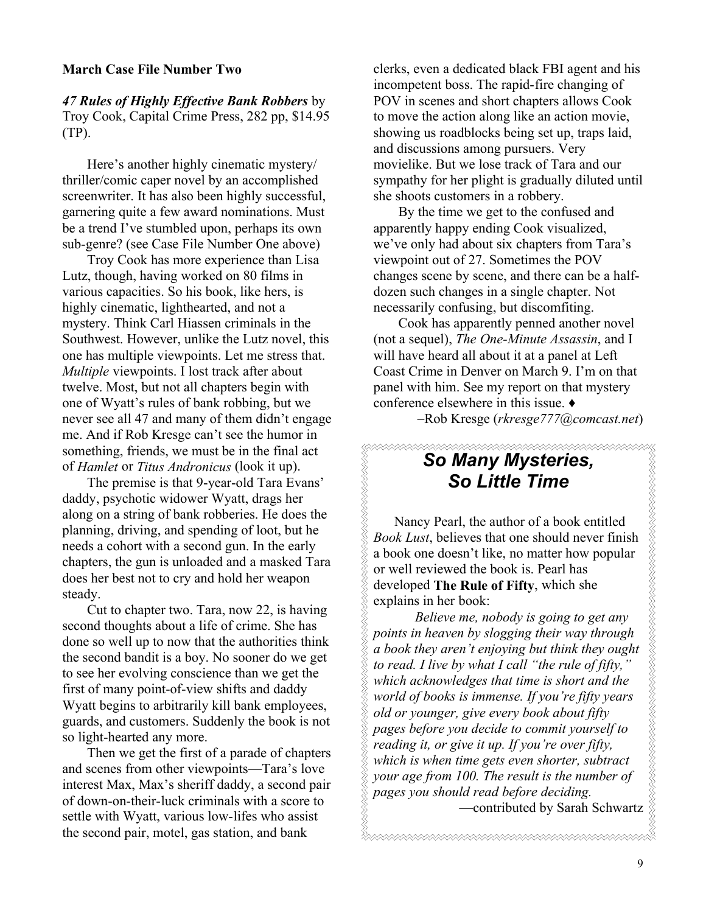**March Case File Number Two**

***47 Rules of Highly Effective Bank Robbers*** by Troy Cook, Capital Crime Press, 282 pp, $14.95 (TP).

Here's another highly cinematic mystery/thriller/comic caper novel by an accomplished screenwriter. It has also been highly successful, garnering quite a few award nominations. Must be a trend I've stumbled upon, perhaps its own sub-genre? (see Case File Number One above)

Troy Cook has more experience than Lisa Lutz, though, having worked on 80 films in various capacities. So his book, like hers, is highly cinematic, lighthearted, and not a mystery. Think Carl Hiassen criminals in the Southwest. However, unlike the Lutz novel, this one has multiple viewpoints. Let me stress that. *Multiple* viewpoints. I lost track after about twelve. Most, but not all chapters begin with one of Wyatt's rules of bank robbing, but we never see all 47 and many of them didn't engage me. And if Rob Kresge can't see the humor in something, friends, we must be in the final act of *Hamlet* or *Titus Andronicus* (look it up).

The premise is that 9-year-old Tara Evans' daddy, psychotic widower Wyatt, drags her along on a string of bank robberies. He does the planning, driving, and spending of loot, but he needs a cohort with a second gun. In the early chapters, the gun is unloaded and a masked Tara does her best not to cry and hold her weapon steady.

Cut to chapter two. Tara, now 22, is having second thoughts about a life of crime. She has done so well up to now that the authorities think the second bandit is a boy. No sooner do we get to see her evolving conscience than we get the first of many point-of-view shifts and daddy Wyatt begins to arbitrarily kill bank employees, guards, and customers. Suddenly the book is not so light-hearted any more.

Then we get the first of a parade of chapters and scenes from other viewpoints—Tara's love interest Max, Max's sheriff daddy, a second pair of down-on-their-luck criminals with a score to settle with Wyatt, various low-lifes who assist the second pair, motel, gas station, and bank clerks, even a dedicated black FBI agent and his incompetent boss. The rapid-fire changing of POV in scenes and short chapters allows Cook to move the action along like an action movie, showing us roadblocks being set up, traps laid, and discussions among pursuers. Very movielike. But we lose track of Tara and our sympathy for her plight is gradually diluted until she shoots customers in a robbery.

By the time we get to the confused and apparently happy ending Cook visualized, we've only had about six chapters from Tara's viewpoint out of 27. Sometimes the POV changes scene by scene, and there can be a half-dozen such changes in a single chapter. Not necessarily confusing, but discomfiting.

Cook has apparently penned another novel (not a sequel), *The One-Minute Assassin*, and I will have heard all about it at a panel at Left Coast Crime in Denver on March 9. I'm on that panel with him. See my report on that mystery conference elsewhere in this issue. ♦

–Rob Kresge (*rkresge777@comcast.net*)

## *So Many Mysteries, So Little Time*

Nancy Pearl, the author of a book entitled *Book Lust*, believes that one should never finish a book one doesn't like, no matter how popular or well reviewed the book is. Pearl has developed **The Rule of Fifty**, which she explains in her book:

*Believe me, nobody is going to get any points in heaven by slogging their way through a book they aren't enjoying but think they ought to read. I live by what I call "the rule of fifty," which acknowledges that time is short and the world of books is immense. If you're fifty years old or younger, give every book about fifty pages before you decide to commit yourself to reading it, or give it up. If you're over fifty, which is when time gets even shorter, subtract your age from 100. The result is the number of pages you should read before deciding.*

—contributed by Sarah Schwartz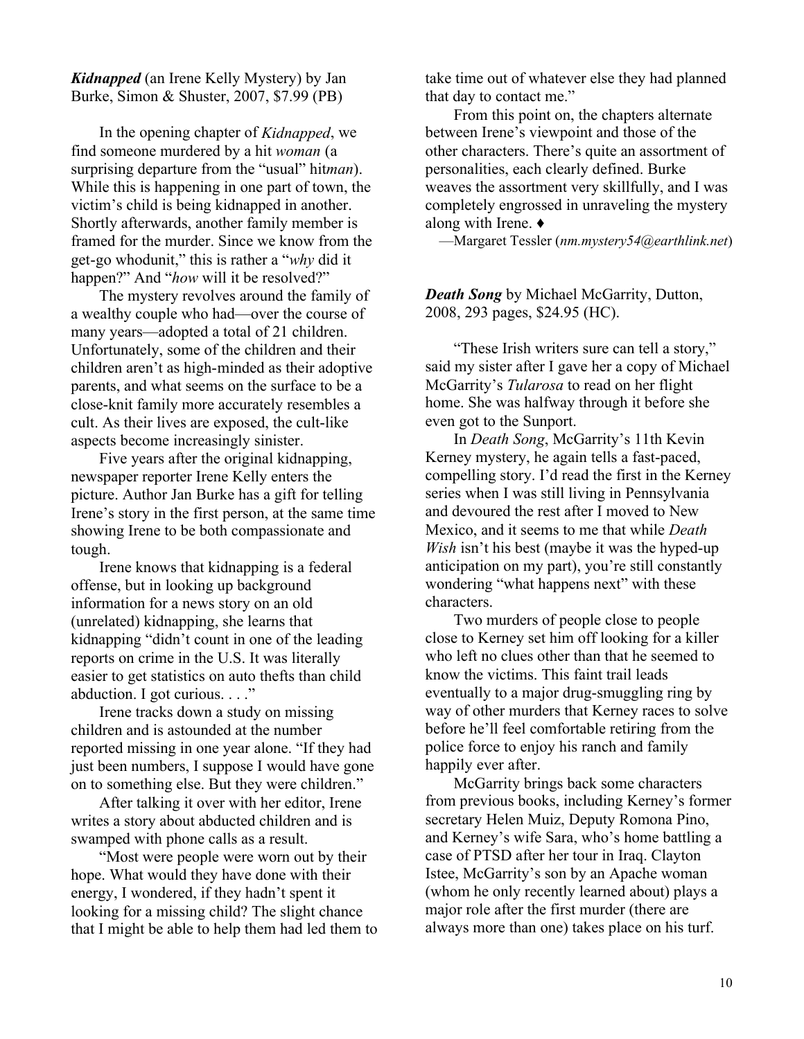***Kidnapped*** (an Irene Kelly Mystery) by Jan Burke, Simon & Shuster, 2007, $7.99 (PB)

In the opening chapter of *Kidnapped*, we find someone murdered by a hit *woman* (a surprising departure from the "usual" hit*man*). While this is happening in one part of town, the victim's child is being kidnapped in another. Shortly afterwards, another family member is framed for the murder. Since we know from the get-go whodunit," this is rather a "*why* did it happen?" And "*how* will it be resolved?"

The mystery revolves around the family of a wealthy couple who had—over the course of many years—adopted a total of 21 children. Unfortunately, some of the children and their children aren't as high-minded as their adoptive parents, and what seems on the surface to be a close-knit family more accurately resembles a cult. As their lives are exposed, the cult-like aspects become increasingly sinister.

Five years after the original kidnapping, newspaper reporter Irene Kelly enters the picture. Author Jan Burke has a gift for telling Irene's story in the first person, at the same time showing Irene to be both compassionate and tough.

Irene knows that kidnapping is a federal offense, but in looking up background information for a news story on an old (unrelated) kidnapping, she learns that kidnapping "didn't count in one of the leading reports on crime in the U.S. It was literally easier to get statistics on auto thefts than child abduction. I got curious. . . ."

Irene tracks down a study on missing children and is astounded at the number reported missing in one year alone. "If they had just been numbers, I suppose I would have gone on to something else. But they were children."

After talking it over with her editor, Irene writes a story about abducted children and is swamped with phone calls as a result.

"Most were people were worn out by their hope. What would they have done with their energy, I wondered, if they hadn't spent it looking for a missing child? The slight chance that I might be able to help them had led them to take time out of whatever else they had planned that day to contact me."

From this point on, the chapters alternate between Irene's viewpoint and those of the other characters. There's quite an assortment of personalities, each clearly defined. Burke weaves the assortment very skillfully, and I was completely engrossed in unraveling the mystery along with Irene. ♦

—Margaret Tessler (*nm.mystery54@earthlink.net*)

***Death Song*** by Michael McGarrity, Dutton, 2008, 293 pages, $24.95 (HC).

"These Irish writers sure can tell a story," said my sister after I gave her a copy of Michael McGarrity's *Tularosa* to read on her flight home. She was halfway through it before she even got to the Sunport.

In *Death Song*, McGarrity's 11th Kevin Kerney mystery, he again tells a fast-paced, compelling story. I'd read the first in the Kerney series when I was still living in Pennsylvania and devoured the rest after I moved to New Mexico, and it seems to me that while *Death Wish* isn't his best (maybe it was the hyped-up anticipation on my part), you're still constantly wondering "what happens next" with these characters.

Two murders of people close to people close to Kerney set him off looking for a killer who left no clues other than that he seemed to know the victims. This faint trail leads eventually to a major drug-smuggling ring by way of other murders that Kerney races to solve before he'll feel comfortable retiring from the police force to enjoy his ranch and family happily ever after.

McGarrity brings back some characters from previous books, including Kerney's former secretary Helen Muiz, Deputy Romona Pino, and Kerney's wife Sara, who's home battling a case of PTSD after her tour in Iraq. Clayton Istee, McGarrity's son by an Apache woman (whom he only recently learned about) plays a major role after the first murder (there are always more than one) takes place on his turf.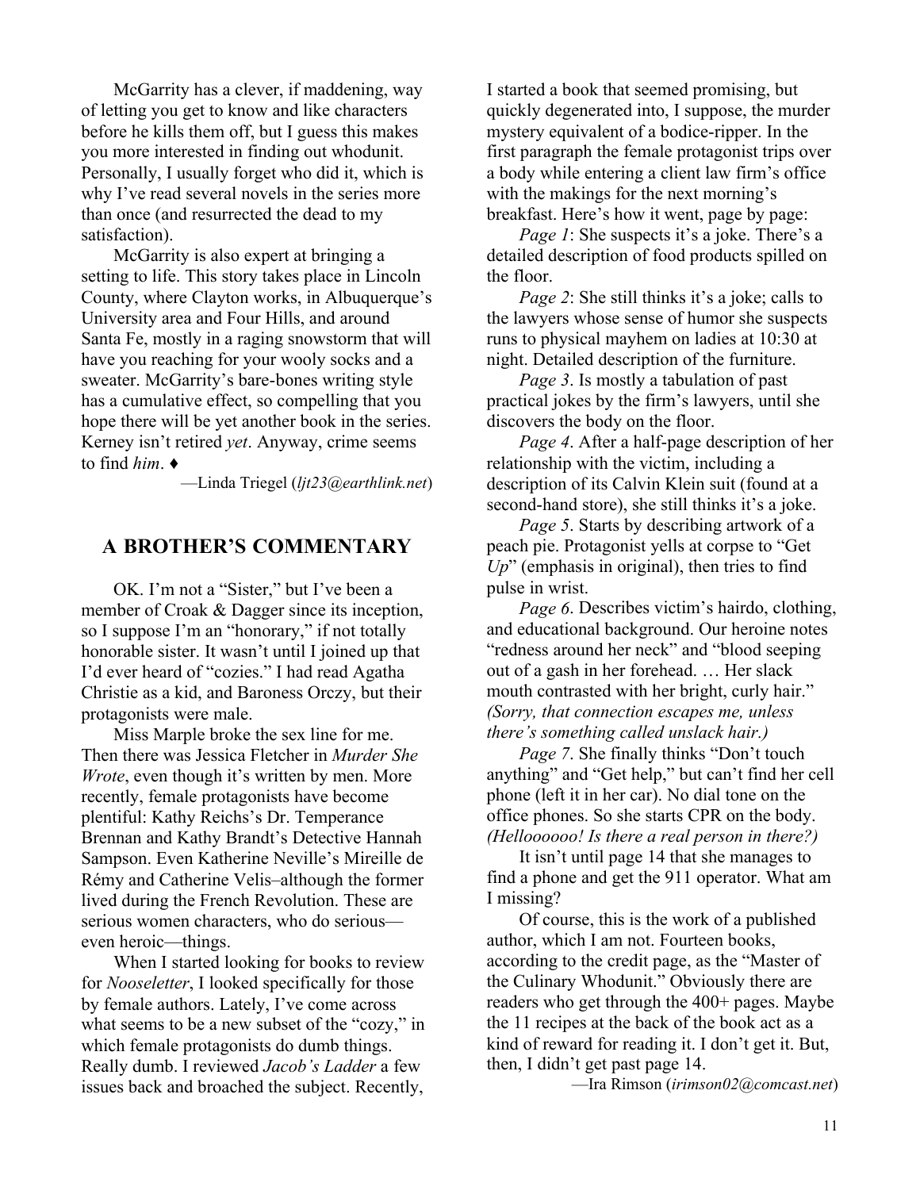McGarrity has a clever, if maddening, way of letting you get to know and like characters before he kills them off, but I guess this makes you more interested in finding out whodunit. Personally, I usually forget who did it, which is why I've read several novels in the series more than once (and resurrected the dead to my satisfaction).

McGarrity is also expert at bringing a setting to life. This story takes place in Lincoln County, where Clayton works, in Albuquerque's University area and Four Hills, and around Santa Fe, mostly in a raging snowstorm that will have you reaching for your wooly socks and a sweater. McGarrity's bare-bones writing style has a cumulative effect, so compelling that you hope there will be yet another book in the series. Kerney isn't retired *yet*. Anyway, crime seems to find *him*. ♦

—Linda Triegel (*ljt23@earthlink.net*)

## A BROTHER'S COMMENTARY

OK. I'm not a "Sister," but I've been a member of Croak & Dagger since its inception, so I suppose I'm an "honorary," if not totally honorable sister. It wasn't until I joined up that I'd ever heard of "cozies." I had read Agatha Christie as a kid, and Baroness Orczy, but their protagonists were male.

Miss Marple broke the sex line for me. Then there was Jessica Fletcher in *Murder She Wrote*, even though it's written by men. More recently, female protagonists have become plentiful: Kathy Reichs's Dr. Temperance Brennan and Kathy Brandt's Detective Hannah Sampson. Even Katherine Neville's Mireille de Rémy and Catherine Velis–although the former lived during the French Revolution. These are serious women characters, who do serious—even heroic—things.

When I started looking for books to review for *Nooseletter*, I looked specifically for those by female authors. Lately, I've come across what seems to be a new subset of the "cozy," in which female protagonists do dumb things. Really dumb. I reviewed *Jacob's Ladder* a few issues back and broached the subject. Recently, I started a book that seemed promising, but quickly degenerated into, I suppose, the murder mystery equivalent of a bodice-ripper. In the first paragraph the female protagonist trips over a body while entering a client law firm's office with the makings for the next morning's breakfast. Here's how it went, page by page:

*Page 1*: She suspects it's a joke. There's a detailed description of food products spilled on the floor.

*Page 2*: She still thinks it's a joke; calls to the lawyers whose sense of humor she suspects runs to physical mayhem on ladies at 10:30 at night. Detailed description of the furniture.

*Page 3*. Is mostly a tabulation of past practical jokes by the firm's lawyers, until she discovers the body on the floor.

*Page 4*. After a half-page description of her relationship with the victim, including a description of its Calvin Klein suit (found at a second-hand store), she still thinks it's a joke.

*Page 5*. Starts by describing artwork of a peach pie. Protagonist yells at corpse to "Get *Up*" (emphasis in original), then tries to find pulse in wrist.

*Page 6*. Describes victim's hairdo, clothing, and educational background. Our heroine notes "redness around her neck" and "blood seeping out of a gash in her forehead. … Her slack mouth contrasted with her bright, curly hair." *(Sorry, that connection escapes me, unless there's something called unslack hair.)*

*Page 7*. She finally thinks "Don't touch anything" and "Get help," but can't find her cell phone (left it in her car). No dial tone on the office phones. So she starts CPR on the body. *(Hellooooo! Is there a real person in there?)*

It isn't until page 14 that she manages to find a phone and get the 911 operator. What am I missing?

Of course, this is the work of a published author, which I am not. Fourteen books, according to the credit page, as the "Master of the Culinary Whodunit." Obviously there are readers who get through the 400+ pages. Maybe the 11 recipes at the back of the book act as a kind of reward for reading it. I don't get it. But, then, I didn't get past page 14.

—Ira Rimson (*irimson02@comcast.net*)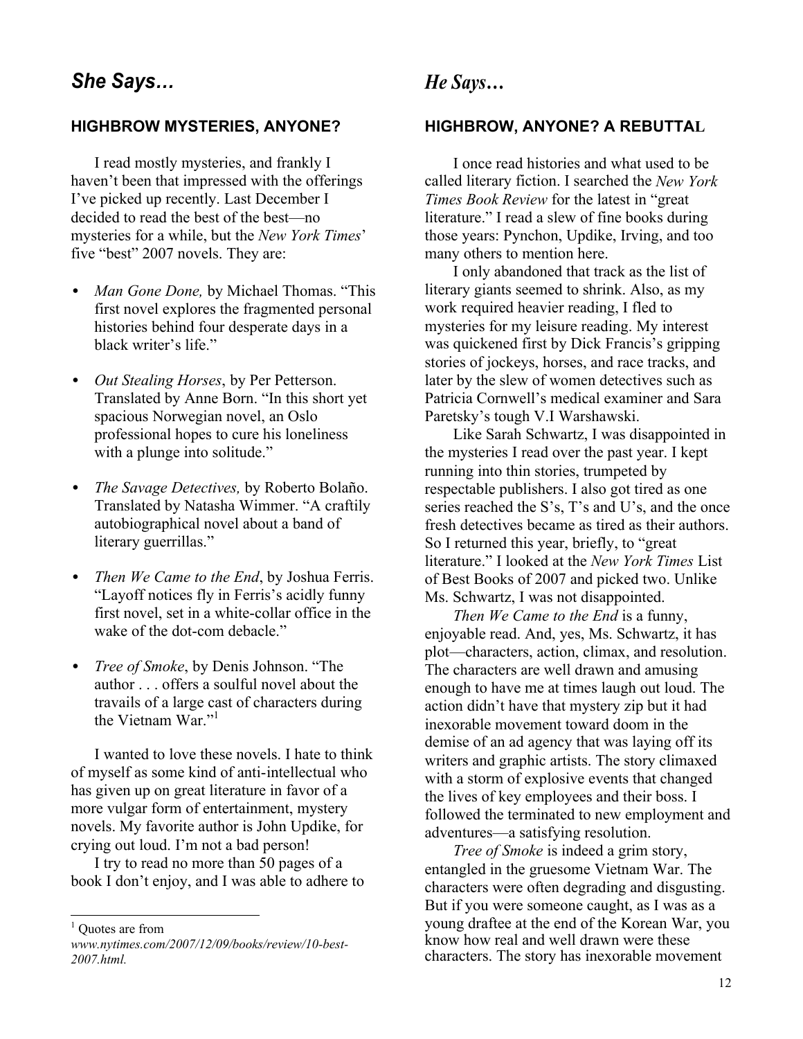## *She Says…*

### HIGHBROW MYSTERIES, ANYONE?

I read mostly mysteries, and frankly I haven't been that impressed with the offerings I've picked up recently. Last December I decided to read the best of the best—no mysteries for a while, but the *New York Times*' five "best" 2007 novels. They are:

- *Man Gone Done,* by Michael Thomas. "This first novel explores the fragmented personal histories behind four desperate days in a black writer's life."
- *Out Stealing Horses*, by Per Petterson. Translated by Anne Born. "In this short yet spacious Norwegian novel, an Oslo professional hopes to cure his loneliness with a plunge into solitude."
- *The Savage Detectives,* by Roberto Bolaño. Translated by Natasha Wimmer. "A craftily autobiographical novel about a band of literary guerrillas."
- *Then We Came to the End*, by Joshua Ferris. "Layoff notices fly in Ferris's acidly funny first novel, set in a white-collar office in the wake of the dot-com debacle."
- *Tree of Smoke*, by Denis Johnson. "The author . . . offers a soulful novel about the travails of a large cast of characters during the Vietnam War."[1]

I wanted to love these novels. I hate to think of myself as some kind of anti-intellectual who has given up on great literature in favor of a more vulgar form of entertainment, mystery novels. My favorite author is John Updike, for crying out loud. I'm not a bad person!

I try to read no more than 50 pages of a book I don't enjoy, and I was able to adhere to

[1] Quotes are from *www.nytimes.com/2007/12/09/books/review/10-best-2007.html.*

## *He Says…*

### HIGHBROW, ANYONE? A REBUTTAL

I once read histories and what used to be called literary fiction. I searched the *New York Times Book Review* for the latest in "great literature." I read a slew of fine books during those years: Pynchon, Updike, Irving, and too many others to mention here.

I only abandoned that track as the list of literary giants seemed to shrink. Also, as my work required heavier reading, I fled to mysteries for my leisure reading. My interest was quickened first by Dick Francis's gripping stories of jockeys, horses, and race tracks, and later by the slew of women detectives such as Patricia Cornwell's medical examiner and Sara Paretsky's tough V.I Warshawski.

Like Sarah Schwartz, I was disappointed in the mysteries I read over the past year. I kept running into thin stories, trumpeted by respectable publishers. I also got tired as one series reached the S's, T's and U's, and the once fresh detectives became as tired as their authors. So I returned this year, briefly, to "great literature." I looked at the *New York Times* List of Best Books of 2007 and picked two. Unlike Ms. Schwartz, I was not disappointed.

*Then We Came to the End* is a funny, enjoyable read. And, yes, Ms. Schwartz, it has plot—characters, action, climax, and resolution. The characters are well drawn and amusing enough to have me at times laugh out loud. The action didn't have that mystery zip but it had inexorable movement toward doom in the demise of an ad agency that was laying off its writers and graphic artists. The story climaxed with a storm of explosive events that changed the lives of key employees and their boss. I followed the terminated to new employment and adventures—a satisfying resolution.

*Tree of Smoke* is indeed a grim story, entangled in the gruesome Vietnam War. The characters were often degrading and disgusting. But if you were someone caught, as I was as a young draftee at the end of the Korean War, you know how real and well drawn were these characters. The story has inexorable movement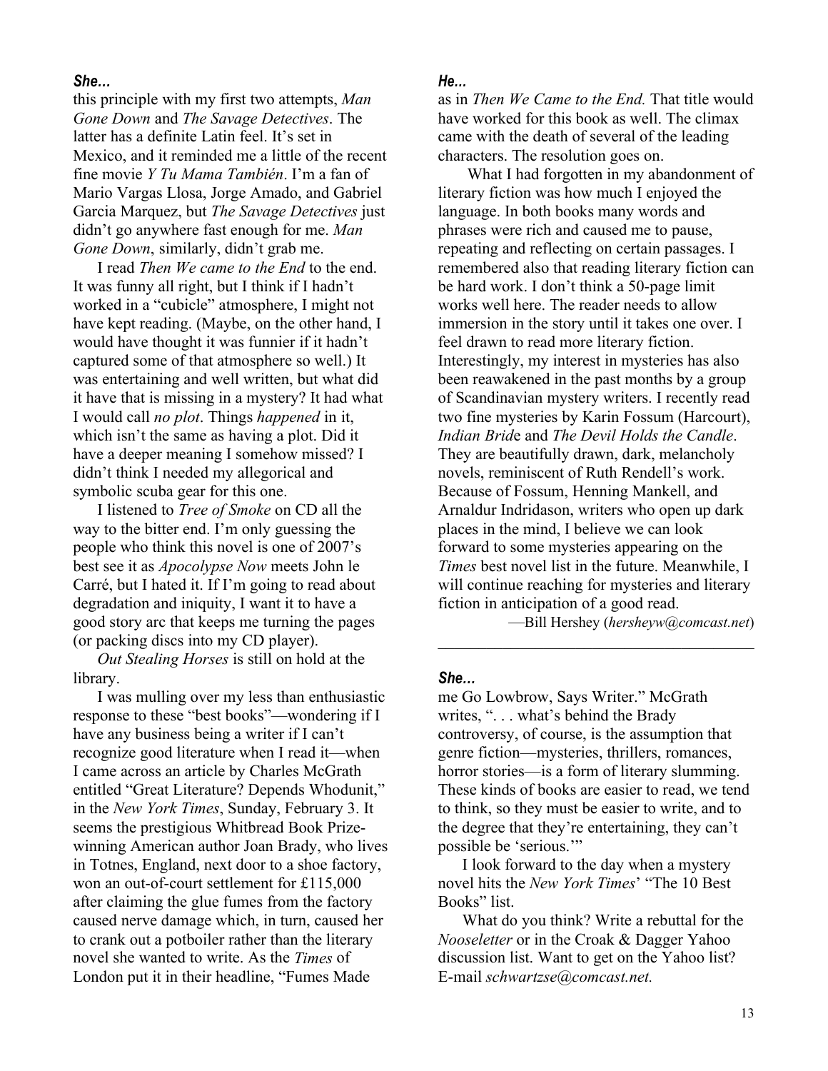***She…***

this principle with my first two attempts, *Man Gone Down* and *The Savage Detectives*. The latter has a definite Latin feel. It's set in Mexico, and it reminded me a little of the recent fine movie *Y Tu Mama También*. I'm a fan of Mario Vargas Llosa, Jorge Amado, and Gabriel Garcia Marquez, but *The Savage Detectives* just didn't go anywhere fast enough for me. *Man Gone Down*, similarly, didn't grab me.

I read *Then We came to the End* to the end. It was funny all right, but I think if I hadn't worked in a "cubicle" atmosphere, I might not have kept reading. (Maybe, on the other hand, I would have thought it was funnier if it hadn't captured some of that atmosphere so well.) It was entertaining and well written, but what did it have that is missing in a mystery? It had what I would call *no plot*. Things *happened* in it, which isn't the same as having a plot. Did it have a deeper meaning I somehow missed? I didn't think I needed my allegorical and symbolic scuba gear for this one.

I listened to *Tree of Smoke* on CD all the way to the bitter end. I'm only guessing the people who think this novel is one of 2007's best see it as *Apocolypse Now* meets John le Carré, but I hated it. If I'm going to read about degradation and iniquity, I want it to have a good story arc that keeps me turning the pages (or packing discs into my CD player).

*Out Stealing Horses* is still on hold at the library.

I was mulling over my less than enthusiastic response to these "best books"—wondering if I have any business being a writer if I can't recognize good literature when I read it—when I came across an article by Charles McGrath entitled "Great Literature? Depends Whodunit," in the *New York Times*, Sunday, February 3. It seems the prestigious Whitbread Book Prize-winning American author Joan Brady, who lives in Totnes, England, next door to a shoe factory, won an out-of-court settlement for £115,000 after claiming the glue fumes from the factory caused nerve damage which, in turn, caused her to crank out a potboiler rather than the literary novel she wanted to write. As the *Times* of London put it in their headline, "Fumes Made

***He…***

as in *Then We Came to the End.* That title would have worked for this book as well. The climax came with the death of several of the leading characters. The resolution goes on.

What I had forgotten in my abandonment of literary fiction was how much I enjoyed the language. In both books many words and phrases were rich and caused me to pause, repeating and reflecting on certain passages. I remembered also that reading literary fiction can be hard work. I don't think a 50-page limit works well here. The reader needs to allow immersion in the story until it takes one over. I feel drawn to read more literary fiction. Interestingly, my interest in mysteries has also been reawakened in the past months by a group of Scandinavian mystery writers. I recently read two fine mysteries by Karin Fossum (Harcourt), *Indian Bride* and *The Devil Holds the Candle*. They are beautifully drawn, dark, melancholy novels, reminiscent of Ruth Rendell's work. Because of Fossum, Henning Mankell, and Arnaldur Indridason, writers who open up dark places in the mind, I believe we can look forward to some mysteries appearing on the *Times* best novel list in the future. Meanwhile, I will continue reaching for mysteries and literary fiction in anticipation of a good read.

—Bill Hershey (*hersheyw@comcast.net*)

---

***She…***

me Go Lowbrow, Says Writer." McGrath writes, ". . . what's behind the Brady controversy, of course, is the assumption that genre fiction—mysteries, thrillers, romances, horror stories—is a form of literary slumming. These kinds of books are easier to read, we tend to think, so they must be easier to write, and to the degree that they're entertaining, they can't possible be 'serious.'"

I look forward to the day when a mystery novel hits the *New York Times*' "The 10 Best Books" list.

What do you think? Write a rebuttal for the *Nooseletter* or in the Croak & Dagger Yahoo discussion list. Want to get on the Yahoo list? E-mail *schwartzse@comcast.net.*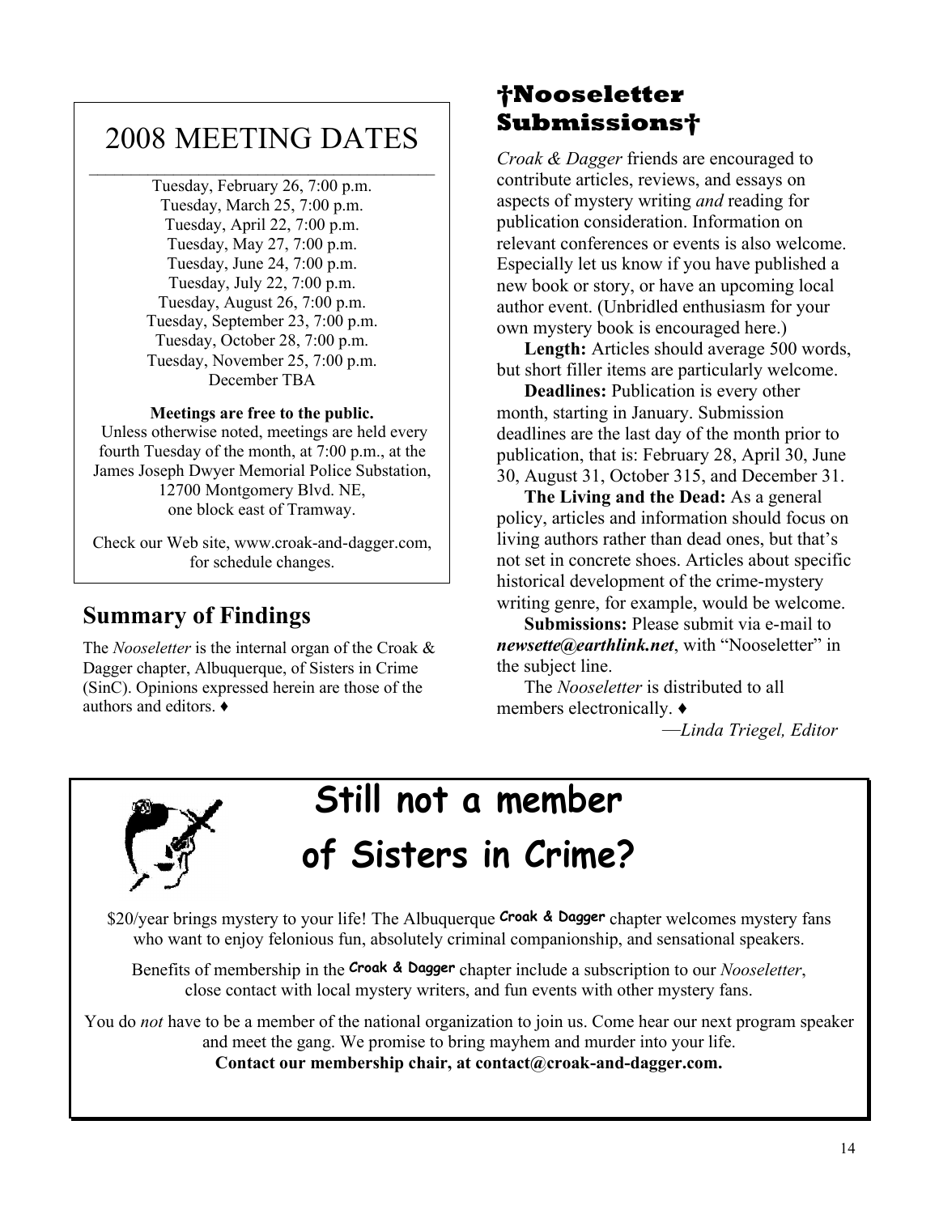## 2008 MEETING DATES

Tuesday, February 26, 7:00 p.m.
Tuesday, March 25, 7:00 p.m.
Tuesday, April 22, 7:00 p.m.
Tuesday, May 27, 7:00 p.m.
Tuesday, June 24, 7:00 p.m.
Tuesday, July 22, 7:00 p.m.
Tuesday, August 26, 7:00 p.m.
Tuesday, September 23, 7:00 p.m.
Tuesday, October 28, 7:00 p.m.
Tuesday, November 25, 7:00 p.m.
December TBA

**Meetings are free to the public.**
Unless otherwise noted, meetings are held every fourth Tuesday of the month, at 7:00 p.m., at the James Joseph Dwyer Memorial Police Substation, 12700 Montgomery Blvd. NE, one block east of Tramway.

Check our Web site, www.croak-and-dagger.com, for schedule changes.

## Summary of Findings

The *Nooseletter* is the internal organ of the Croak & Dagger chapter, Albuquerque, of Sisters in Crime (SinC). Opinions expressed herein are those of the authors and editors. ♦

## †Nooseletter Submissions†

*Croak & Dagger* friends are encouraged to contribute articles, reviews, and essays on aspects of mystery writing *and* reading for publication consideration. Information on relevant conferences or events is also welcome. Especially let us know if you have published a new book or story, or have an upcoming local author event. (Unbridled enthusiasm for your own mystery book is encouraged here.)

**Length:** Articles should average 500 words, but short filler items are particularly welcome.

**Deadlines:** Publication is every other month, starting in January. Submission deadlines are the last day of the month prior to publication, that is: February 28, April 30, June 30, August 31, October 315, and December 31.

**The Living and the Dead:** As a general policy, articles and information should focus on living authors rather than dead ones, but that's not set in concrete shoes. Articles about specific historical development of the crime-mystery writing genre, for example, would be welcome.

**Submissions:** Please submit via e-mail to ***newsette@earthlink.net***, with "Nooseletter" in the subject line.

The *Nooseletter* is distributed to all members electronically. ♦

—*Linda Triegel, Editor*

# Still not a member of Sisters in Crime?

$20/year brings mystery to your life! The Albuquerque **Croak & Dagger** chapter welcomes mystery fans who want to enjoy felonious fun, absolutely criminal companionship, and sensational speakers.

Benefits of membership in the **Croak & Dagger** chapter include a subscription to our *Nooseletter*, close contact with local mystery writers, and fun events with other mystery fans.

You do *not* have to be a member of the national organization to join us. Come hear our next program speaker and meet the gang. We promise to bring mayhem and murder into your life.

**Contact our membership chair, at contact@croak-and-dagger.com.**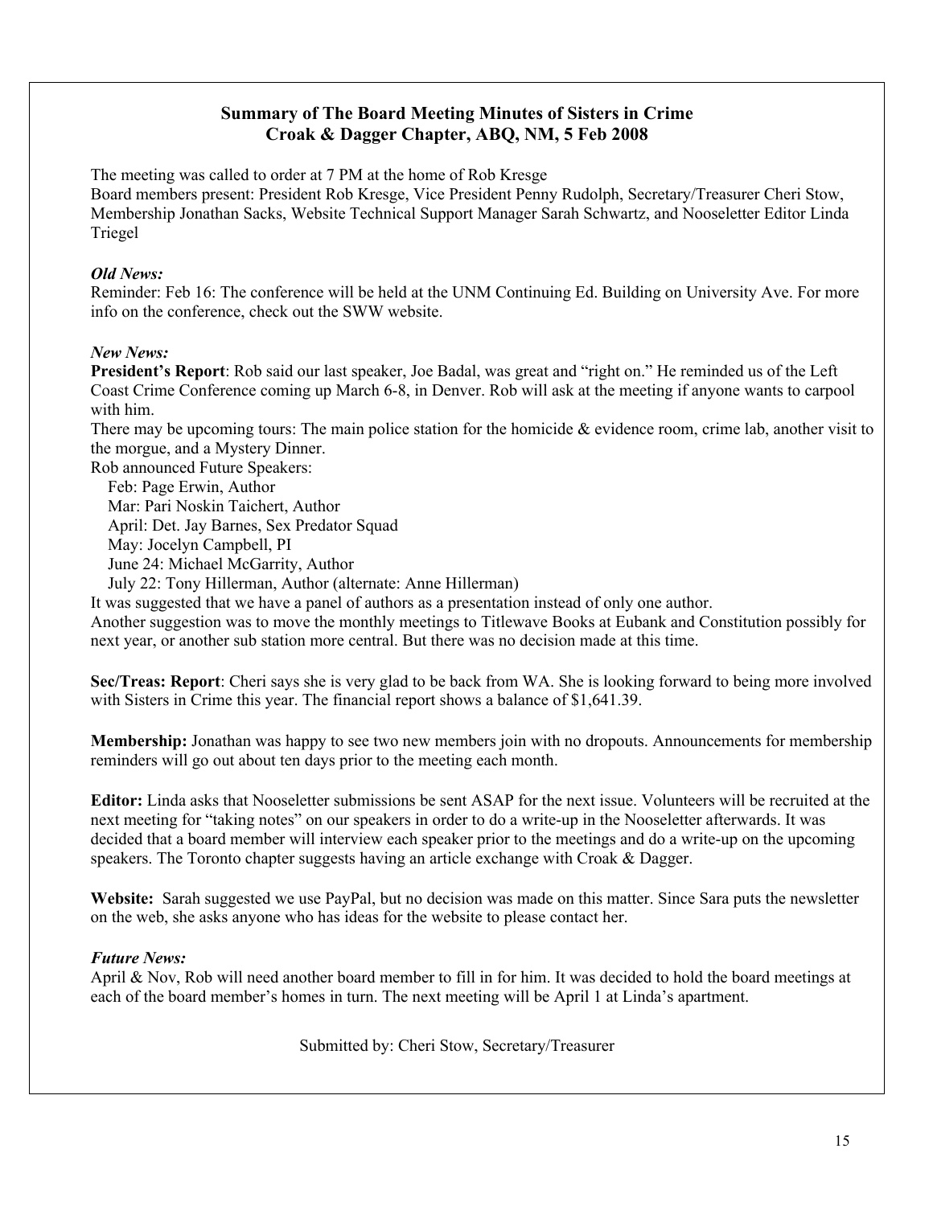## Summary of The Board Meeting Minutes of Sisters in Crime
## Croak & Dagger Chapter, ABQ, NM, 5 Feb 2008

The meeting was called to order at 7 PM at the home of Rob Kresge
Board members present: President Rob Kresge, Vice President Penny Rudolph, Secretary/Treasurer Cheri Stow, Membership Jonathan Sacks, Website Technical Support Manager Sarah Schwartz, and Nooseletter Editor Linda Triegel

***Old News:***

Reminder: Feb 16: The conference will be held at the UNM Continuing Ed. Building on University Ave. For more info on the conference, check out the SWW website.

***New News:***

**President's Report**: Rob said our last speaker, Joe Badal, was great and "right on." He reminded us of the Left Coast Crime Conference coming up March 6-8, in Denver. Rob will ask at the meeting if anyone wants to carpool with him.
There may be upcoming tours: The main police station for the homicide & evidence room, crime lab, another visit to the morgue, and a Mystery Dinner.
Rob announced Future Speakers:

- Feb: Page Erwin, Author
- Mar: Pari Noskin Taichert, Author
- April: Det. Jay Barnes, Sex Predator Squad
- May: Jocelyn Campbell, PI
- June 24: Michael McGarrity, Author
- July 22: Tony Hillerman, Author (alternate: Anne Hillerman)

It was suggested that we have a panel of authors as a presentation instead of only one author.
Another suggestion was to move the monthly meetings to Titlewave Books at Eubank and Constitution possibly for next year, or another sub station more central. But there was no decision made at this time.

**Sec/Treas: Report**: Cheri says she is very glad to be back from WA. She is looking forward to being more involved with Sisters in Crime this year. The financial report shows a balance of $1,641.39.

**Membership:** Jonathan was happy to see two new members join with no dropouts. Announcements for membership reminders will go out about ten days prior to the meeting each month.

**Editor:** Linda asks that Nooseletter submissions be sent ASAP for the next issue. Volunteers will be recruited at the next meeting for "taking notes" on our speakers in order to do a write-up in the Nooseletter afterwards. It was decided that a board member will interview each speaker prior to the meetings and do a write-up on the upcoming speakers. The Toronto chapter suggests having an article exchange with Croak & Dagger.

**Website:** Sarah suggested we use PayPal, but no decision was made on this matter. Since Sara puts the newsletter on the web, she asks anyone who has ideas for the website to please contact her.

***Future News:***

April & Nov, Rob will need another board member to fill in for him. It was decided to hold the board meetings at each of the board member's homes in turn. The next meeting will be April 1 at Linda's apartment.

Submitted by: Cheri Stow, Secretary/Treasurer